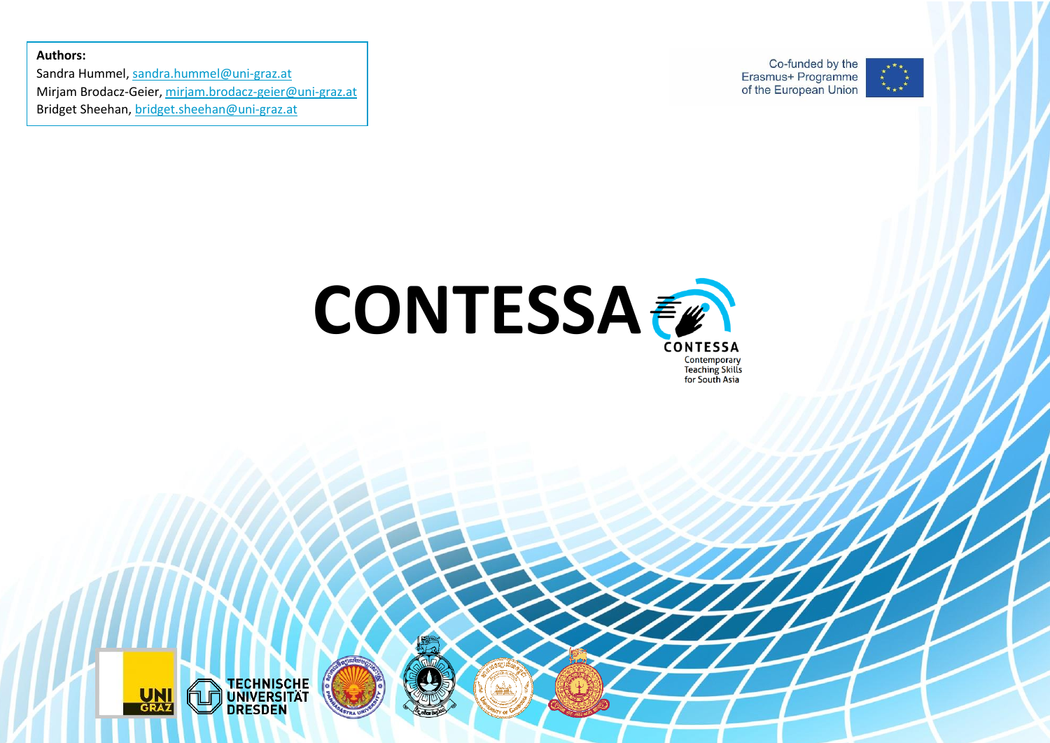**Authors:**
Sandra Hummel, sandra.hummel@uni-graz.at
Mirjam Brodacz-Geier, mirjam.brodacz-geier@uni-graz.at
Bridget Sheehan, bridget.sheehan@uni-graz.at

Co-funded by the Erasmus+ Programme of the European Union

# CONTESSA

CONTESSA
Contemporary Teaching Skills for South Asia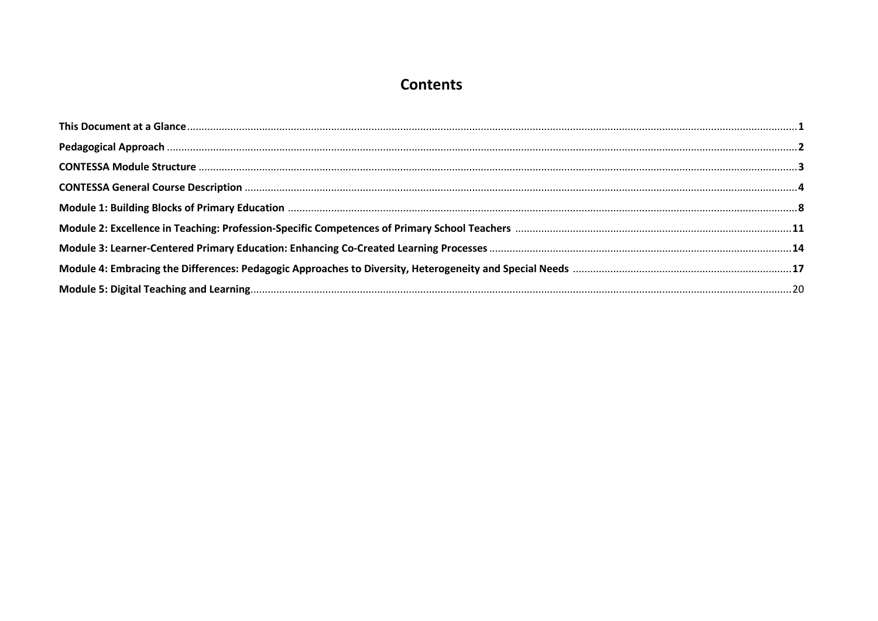# Contents

**This Document at a Glance** ........ **1**

**Pedagogical Approach** ........ **2**

**CONTESSA Module Structure** ........ **3**

**CONTESSA General Course Description** ........ **4**

**Module 1: Building Blocks of Primary Education** ........ **8**

**Module 2: Excellence in Teaching: Profession-Specific Competences of Primary School Teachers** ........ **11**

**Module 3: Learner-Centered Primary Education: Enhancing Co-Created Learning Processes** ........ **14**

**Module 4: Embracing the Differences: Pedagogic Approaches to Diversity, Heterogeneity and Special Needs** ........ **17**

**Module 5: Digital Teaching and Learning** ........ 20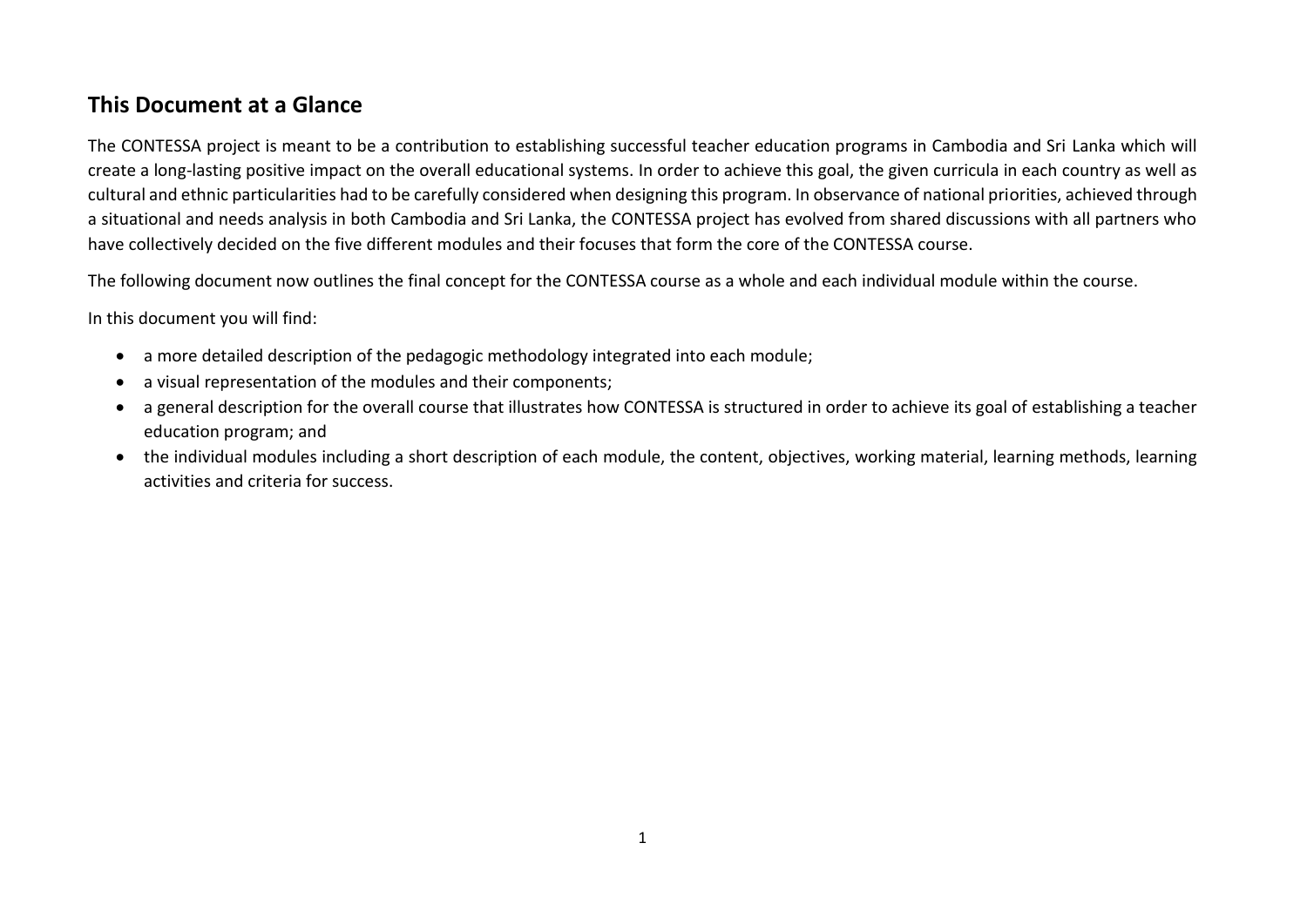## This Document at a Glance

The CONTESSA project is meant to be a contribution to establishing successful teacher education programs in Cambodia and Sri Lanka which will create a long-lasting positive impact on the overall educational systems. In order to achieve this goal, the given curricula in each country as well as cultural and ethnic particularities had to be carefully considered when designing this program. In observance of national priorities, achieved through a situational and needs analysis in both Cambodia and Sri Lanka, the CONTESSA project has evolved from shared discussions with all partners who have collectively decided on the five different modules and their focuses that form the core of the CONTESSA course.

The following document now outlines the final concept for the CONTESSA course as a whole and each individual module within the course.

In this document you will find:

- a more detailed description of the pedagogic methodology integrated into each module;
- a visual representation of the modules and their components;
- a general description for the overall course that illustrates how CONTESSA is structured in order to achieve its goal of establishing a teacher education program; and
- the individual modules including a short description of each module, the content, objectives, working material, learning methods, learning activities and criteria for success.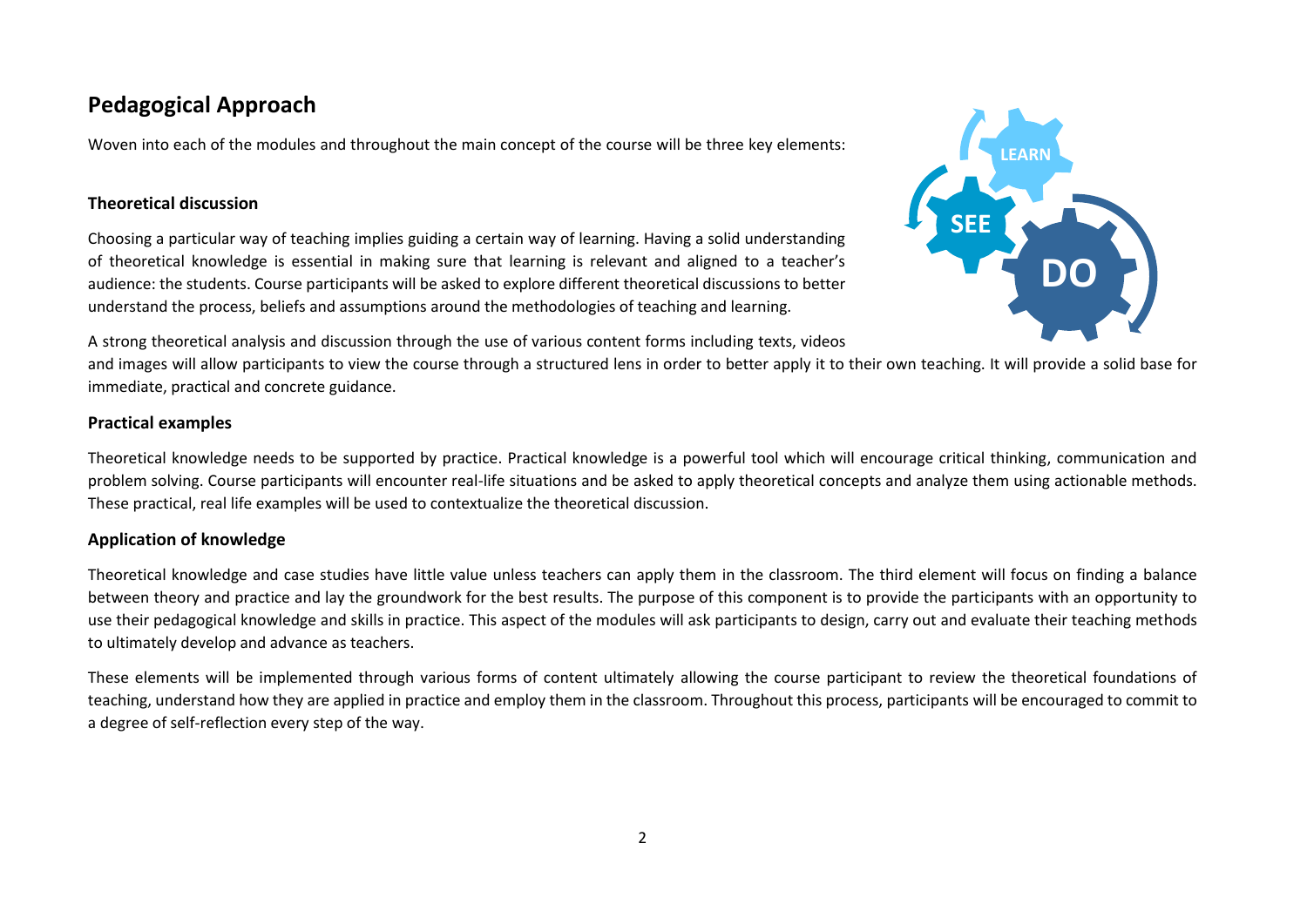## Pedagogical Approach

Woven into each of the modules and throughout the main concept of the course will be three key elements:

### Theoretical discussion

Choosing a particular way of teaching implies guiding a certain way of learning. Having a solid understanding of theoretical knowledge is essential in making sure that learning is relevant and aligned to a teacher's audience: the students. Course participants will be asked to explore different theoretical discussions to better understand the process, beliefs and assumptions around the methodologies of teaching and learning.

A strong theoretical analysis and discussion through the use of various content forms including texts, videos and images will allow participants to view the course through a structured lens in order to better apply it to their own teaching. It will provide a solid base for immediate, practical and concrete guidance.

### Practical examples

Theoretical knowledge needs to be supported by practice. Practical knowledge is a powerful tool which will encourage critical thinking, communication and problem solving. Course participants will encounter real-life situations and be asked to apply theoretical concepts and analyze them using actionable methods. These practical, real life examples will be used to contextualize the theoretical discussion.

### Application of knowledge

Theoretical knowledge and case studies have little value unless teachers can apply them in the classroom. The third element will focus on finding a balance between theory and practice and lay the groundwork for the best results. The purpose of this component is to provide the participants with an opportunity to use their pedagogical knowledge and skills in practice. This aspect of the modules will ask participants to design, carry out and evaluate their teaching methods to ultimately develop and advance as teachers.

These elements will be implemented through various forms of content ultimately allowing the course participant to review the theoretical foundations of teaching, understand how they are applied in practice and employ them in the classroom. Throughout this process, participants will be encouraged to commit to a degree of self-reflection every step of the way.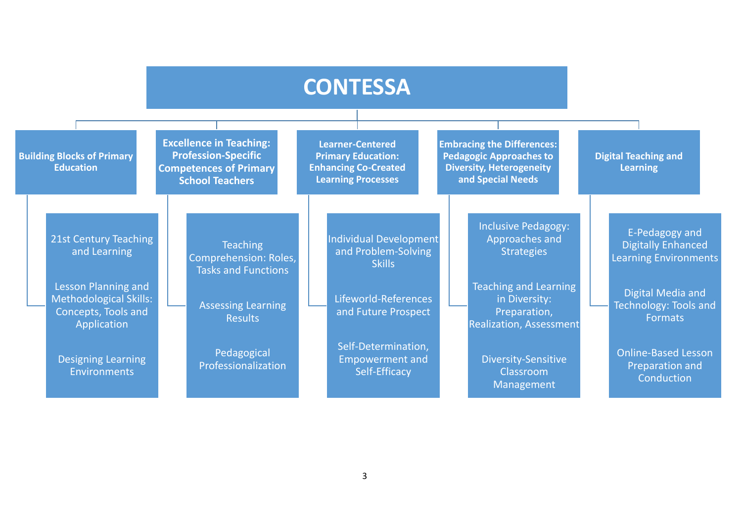# CONTESSA

## Building Blocks of Primary Education

- 21st Century Teaching and Learning
- Lesson Planning and Methodological Skills: Concepts, Tools and Application
- Designing Learning Environments

## Excellence in Teaching: Profession-Specific Competences of Primary School Teachers

- Teaching Comprehension: Roles, Tasks and Functions
- Assessing Learning Results
- Pedagogical Professionalization

## Learner-Centered Primary Education: Enhancing Co-Created Learning Processes

- Individual Development and Problem-Solving Skills
- Lifeworld-References and Future Prospect
- Self-Determination, Empowerment and Self-Efficacy

## Embracing the Differences: Pedagogic Approaches to Diversity, Heterogeneity and Special Needs

- Inclusive Pedagogy: Approaches and Strategies
- Teaching and Learning in Diversity: Preparation, Realization, Assessment
- Diversity-Sensitive Classroom Management

## Digital Teaching and Learning

- E-Pedagogy and Digitally Enhanced Learning Environments
- Digital Media and Technology: Tools and Formats
- Online-Based Lesson Preparation and Conduction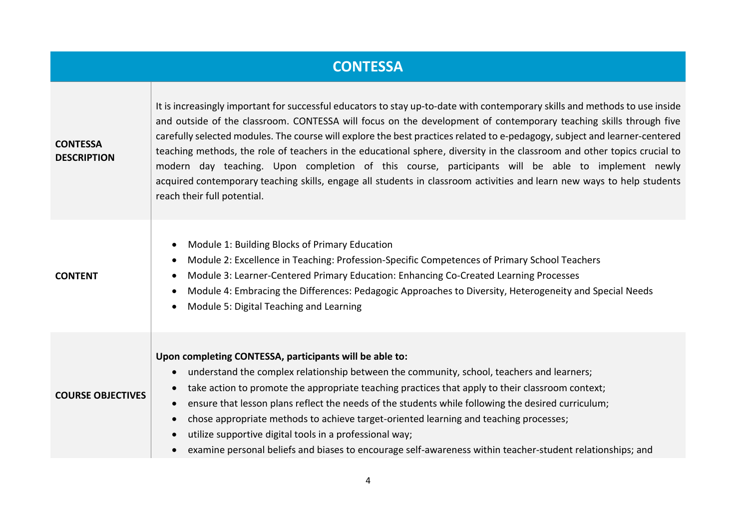| CONTESSA | |
|---|---|
| **CONTESSA DESCRIPTION** | It is increasingly important for successful educators to stay up-to-date with contemporary skills and methods to use inside and outside of the classroom. CONTESSA will focus on the development of contemporary teaching skills through five carefully selected modules. The course will explore the best practices related to e-pedagogy, subject and learner-centered teaching methods, the role of teachers in the educational sphere, diversity in the classroom and other topics crucial to modern day teaching. Upon completion of this course, participants will be able to implement newly acquired contemporary teaching skills, engage all students in classroom activities and learn new ways to help students reach their full potential. |
| **CONTENT** | • Module 1: Building Blocks of Primary Education<br>• Module 2: Excellence in Teaching: Profession-Specific Competences of Primary School Teachers<br>• Module 3: Learner-Centered Primary Education: Enhancing Co-Created Learning Processes<br>• Module 4: Embracing the Differences: Pedagogic Approaches to Diversity, Heterogeneity and Special Needs<br>• Module 5: Digital Teaching and Learning |
| **COURSE OBJECTIVES** | **Upon completing CONTESSA, participants will be able to:**<br>• understand the complex relationship between the community, school, teachers and learners;<br>• take action to promote the appropriate teaching practices that apply to their classroom context;<br>• ensure that lesson plans reflect the needs of the students while following the desired curriculum;<br>• chose appropriate methods to achieve target-oriented learning and teaching processes;<br>• utilize supportive digital tools in a professional way;<br>• examine personal beliefs and biases to encourage self-awareness within teacher-student relationships; and |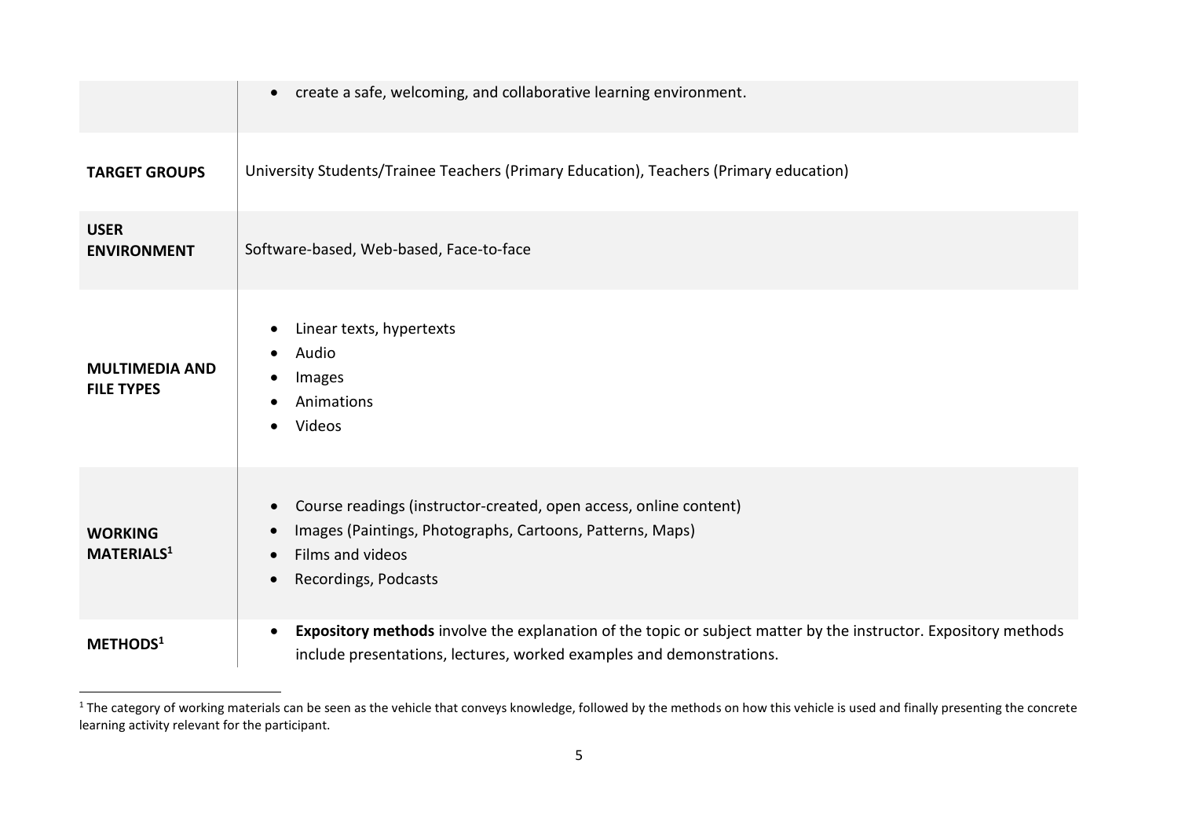| | |
|---|---|
| | • create a safe, welcoming, and collaborative learning environment. |
| **TARGET GROUPS** | University Students/Trainee Teachers (Primary Education), Teachers (Primary education) |
| **USER ENVIRONMENT** | Software-based, Web-based, Face-to-face |
| **MULTIMEDIA AND FILE TYPES** | • Linear texts, hypertexts<br>• Audio<br>• Images<br>• Animations<br>• Videos |
| **WORKING MATERIALS[1]** | • Course readings (instructor-created, open access, online content)<br>• Images (Paintings, Photographs, Cartoons, Patterns, Maps)<br>• Films and videos<br>• Recordings, Podcasts |
| **METHODS[1]** | • **Expository methods** involve the explanation of the topic or subject matter by the instructor. Expository methods include presentations, lectures, worked examples and demonstrations. |

[1] The category of working materials can be seen as the vehicle that conveys knowledge, followed by the methods on how this vehicle is used and finally presenting the concrete learning activity relevant for the participant.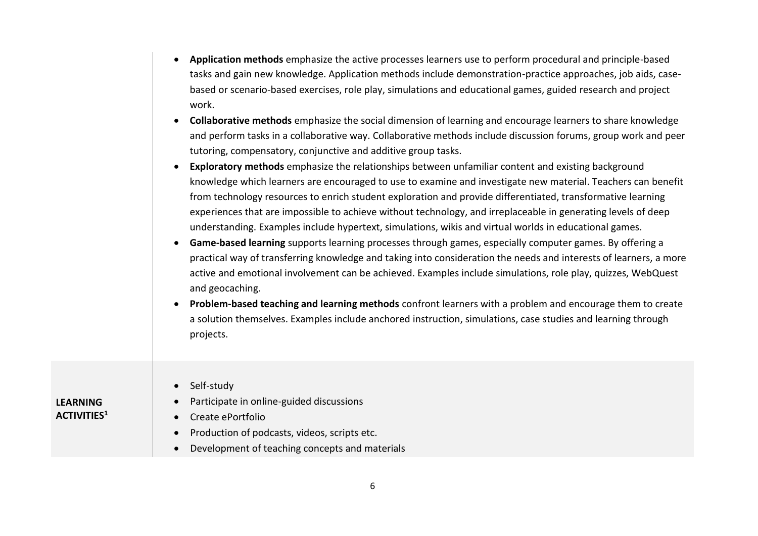| | |
|---|---|
| | • **Application methods** emphasize the active processes learners use to perform procedural and principle-based tasks and gain new knowledge. Application methods include demonstration-practice approaches, job aids, case-based or scenario-based exercises, role play, simulations and educational games, guided research and project work.<br>• **Collaborative methods** emphasize the social dimension of learning and encourage learners to share knowledge and perform tasks in a collaborative way. Collaborative methods include discussion forums, group work and peer tutoring, compensatory, conjunctive and additive group tasks.<br>• **Exploratory methods** emphasize the relationships between unfamiliar content and existing background knowledge which learners are encouraged to use to examine and investigate new material. Teachers can benefit from technology resources to enrich student exploration and provide differentiated, transformative learning experiences that are impossible to achieve without technology, and irreplaceable in generating levels of deep understanding. Examples include hypertext, simulations, wikis and virtual worlds in educational games.<br>• **Game-based learning** supports learning processes through games, especially computer games. By offering a practical way of transferring knowledge and taking into consideration the needs and interests of learners, a more active and emotional involvement can be achieved. Examples include simulations, role play, quizzes, WebQuest and geocaching.<br>• **Problem-based teaching and learning methods** confront learners with a problem and encourage them to create a solution themselves. Examples include anchored instruction, simulations, case studies and learning through projects. |
| **LEARNING ACTIVITIES[1]** | • Self-study<br>• Participate in online-guided discussions<br>• Create ePortfolio<br>• Production of podcasts, videos, scripts etc.<br>• Development of teaching concepts and materials |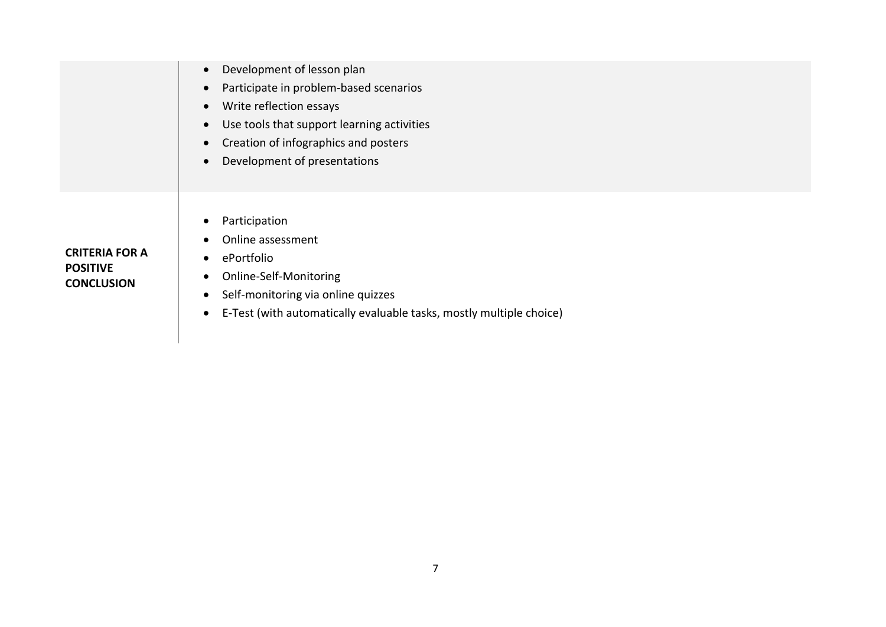| | |
|---|---|
| | • Development of lesson plan<br>• Participate in problem-based scenarios<br>• Write reflection essays<br>• Use tools that support learning activities<br>• Creation of infographics and posters<br>• Development of presentations |
| **CRITERIA FOR A POSITIVE CONCLUSION** | • Participation<br>• Online assessment<br>• ePortfolio<br>• Online-Self-Monitoring<br>• Self-monitoring via online quizzes<br>• E-Test (with automatically evaluable tasks, mostly multiple choice) |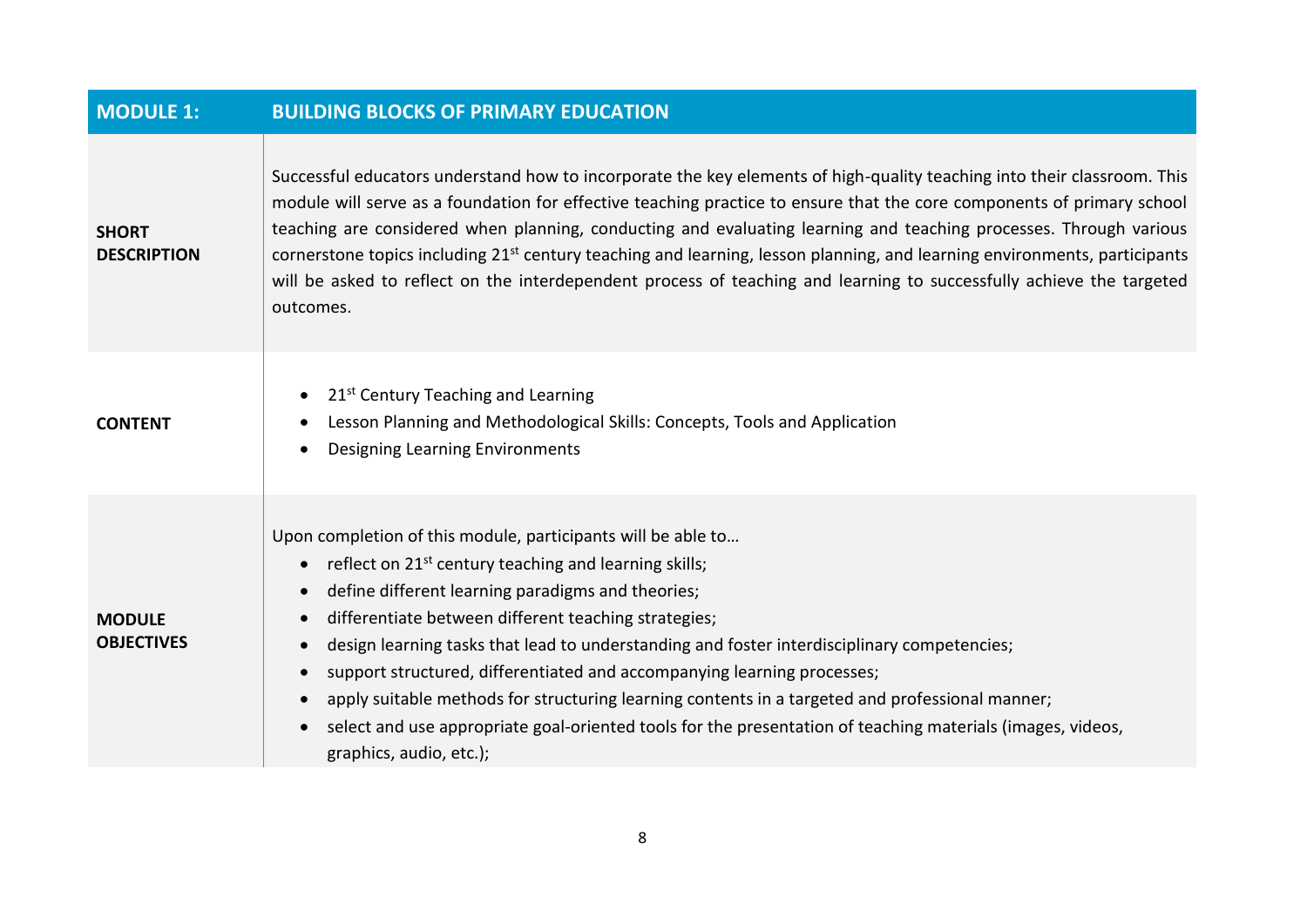| MODULE 1: | BUILDING BLOCKS OF PRIMARY EDUCATION |
|---|---|
| **SHORT DESCRIPTION** | Successful educators understand how to incorporate the key elements of high-quality teaching into their classroom. This module will serve as a foundation for effective teaching practice to ensure that the core components of primary school teaching are considered when planning, conducting and evaluating learning and teaching processes. Through various cornerstone topics including 21st century teaching and learning, lesson planning, and learning environments, participants will be asked to reflect on the interdependent process of teaching and learning to successfully achieve the targeted outcomes. |
| **CONTENT** | • 21st Century Teaching and Learning<br>• Lesson Planning and Methodological Skills: Concepts, Tools and Application<br>• Designing Learning Environments |
| **MODULE OBJECTIVES** | Upon completion of this module, participants will be able to…<br>• reflect on 21st century teaching and learning skills;<br>• define different learning paradigms and theories;<br>• differentiate between different teaching strategies;<br>• design learning tasks that lead to understanding and foster interdisciplinary competencies;<br>• support structured, differentiated and accompanying learning processes;<br>• apply suitable methods for structuring learning contents in a targeted and professional manner;<br>• select and use appropriate goal-oriented tools for the presentation of teaching materials (images, videos, graphics, audio, etc.); |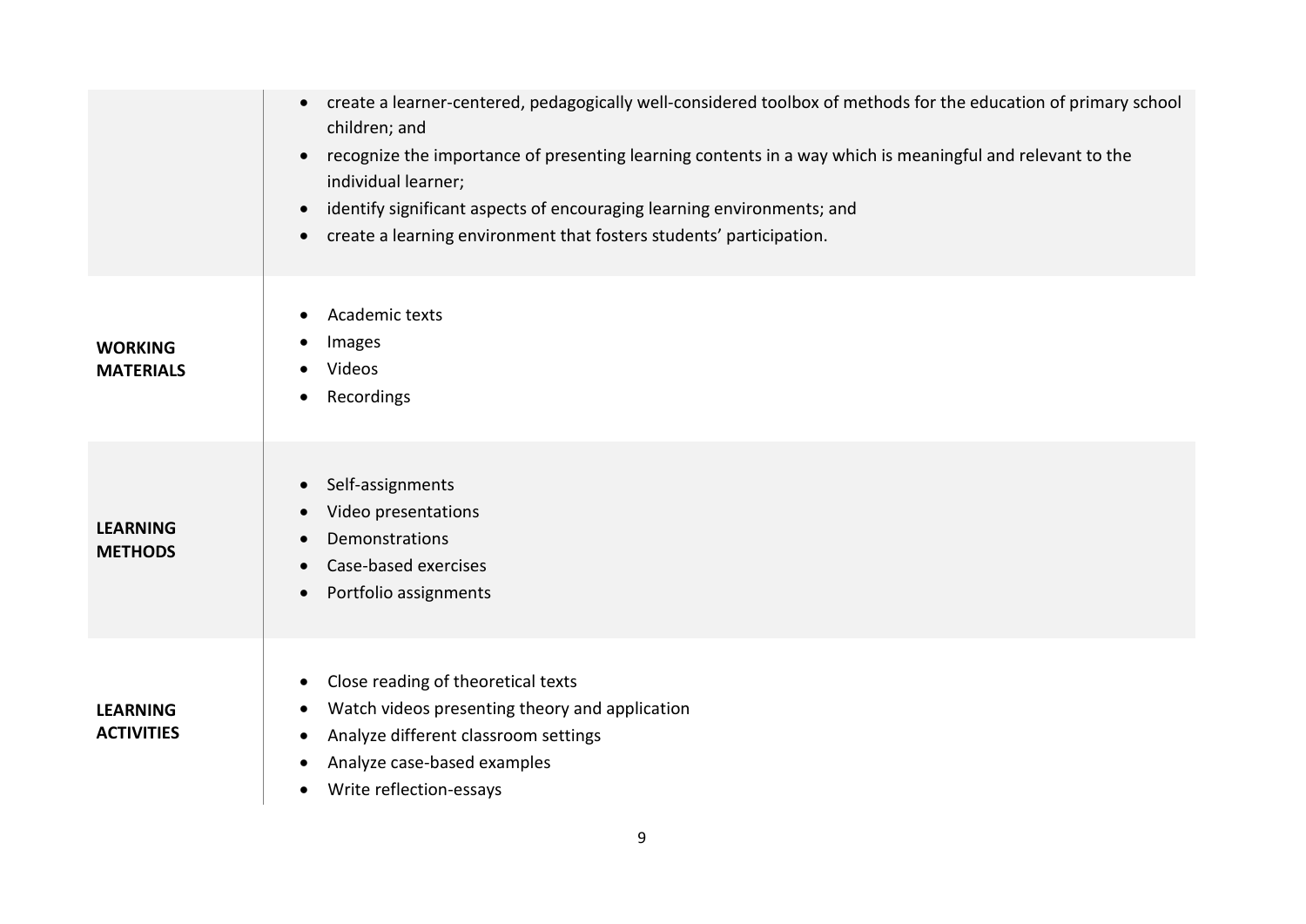| | |
|---|---|
| | • create a learner-centered, pedagogically well-considered toolbox of methods for the education of primary school children; and<br>• recognize the importance of presenting learning contents in a way which is meaningful and relevant to the individual learner;<br>• identify significant aspects of encouraging learning environments; and<br>• create a learning environment that fosters students' participation. |
| **WORKING MATERIALS** | • Academic texts<br>• Images<br>• Videos<br>• Recordings |
| **LEARNING METHODS** | • Self-assignments<br>• Video presentations<br>• Demonstrations<br>• Case-based exercises<br>• Portfolio assignments |
| **LEARNING ACTIVITIES** | • Close reading of theoretical texts<br>• Watch videos presenting theory and application<br>• Analyze different classroom settings<br>• Analyze case-based examples<br>• Write reflection-essays |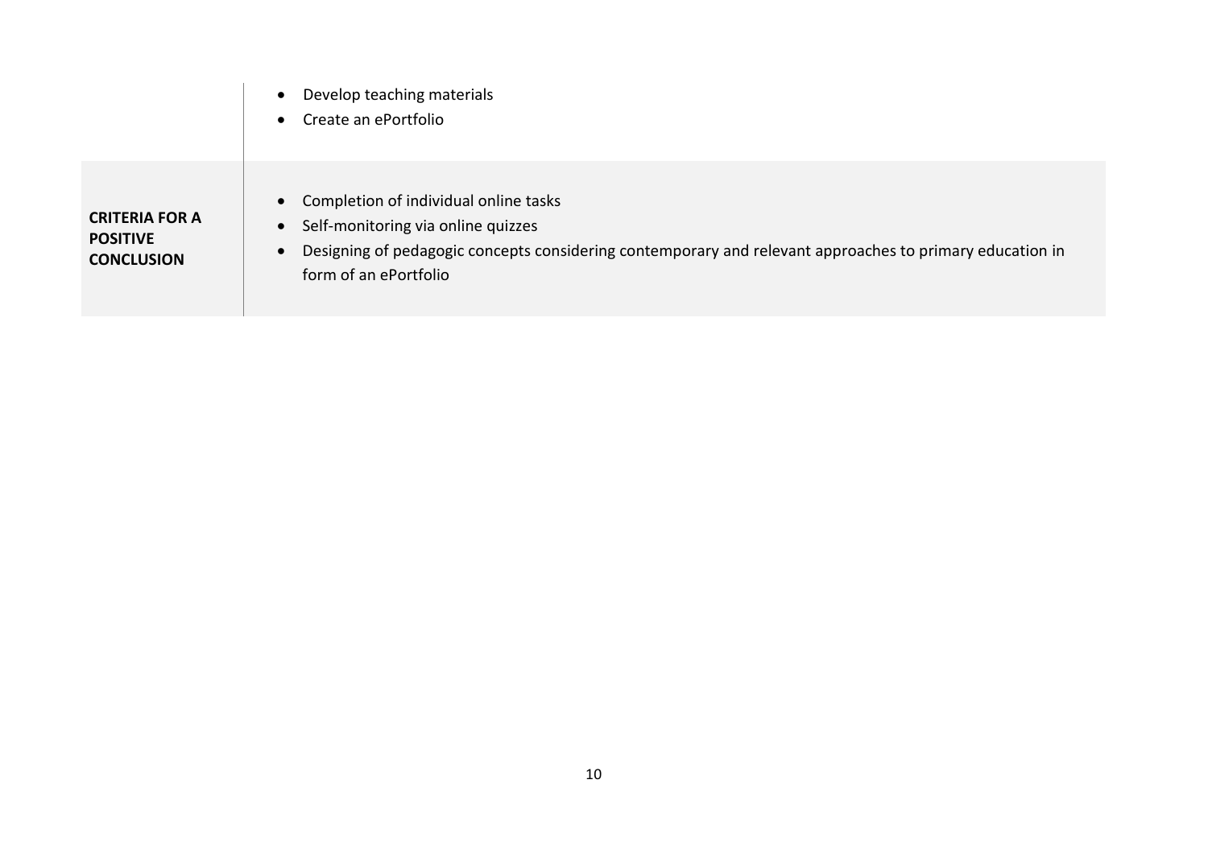| | |
|---|---|
| | • Develop teaching materials<br>• Create an ePortfolio |
| **CRITERIA FOR A POSITIVE CONCLUSION** | • Completion of individual online tasks<br>• Self-monitoring via online quizzes<br>• Designing of pedagogic concepts considering contemporary and relevant approaches to primary education in form of an ePortfolio |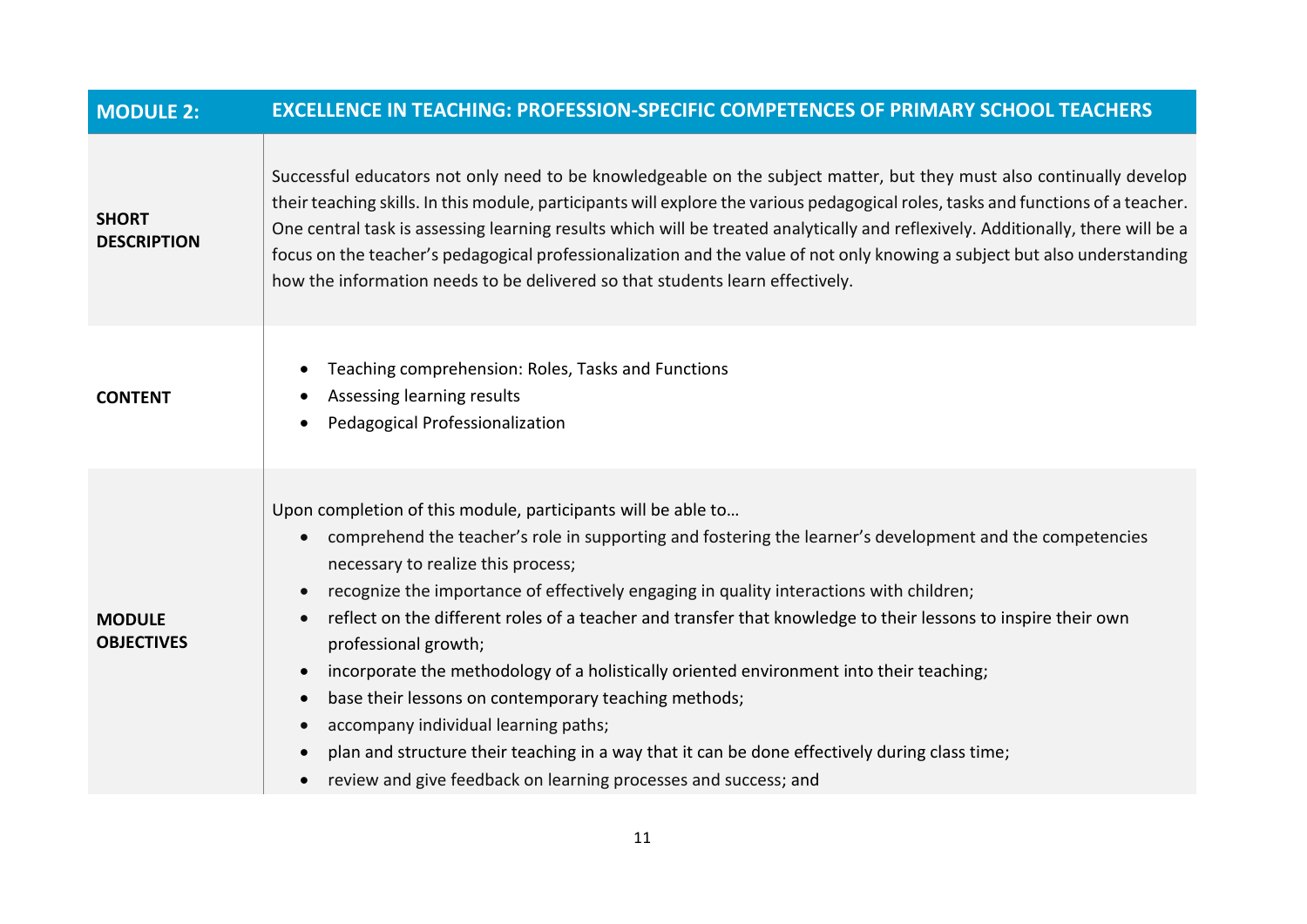| MODULE 2: | EXCELLENCE IN TEACHING: PROFESSION-SPECIFIC COMPETENCES OF PRIMARY SCHOOL TEACHERS |
|---|---|
| **SHORT DESCRIPTION** | Successful educators not only need to be knowledgeable on the subject matter, but they must also continually develop their teaching skills. In this module, participants will explore the various pedagogical roles, tasks and functions of a teacher. One central task is assessing learning results which will be treated analytically and reflexively. Additionally, there will be a focus on the teacher's pedagogical professionalization and the value of not only knowing a subject but also understanding how the information needs to be delivered so that students learn effectively. |
| **CONTENT** | • Teaching comprehension: Roles, Tasks and Functions<br>• Assessing learning results<br>• Pedagogical Professionalization |
| **MODULE OBJECTIVES** | Upon completion of this module, participants will be able to…<br>• comprehend the teacher's role in supporting and fostering the learner's development and the competencies necessary to realize this process;<br>• recognize the importance of effectively engaging in quality interactions with children;<br>• reflect on the different roles of a teacher and transfer that knowledge to their lessons to inspire their own professional growth;<br>• incorporate the methodology of a holistically oriented environment into their teaching;<br>• base their lessons on contemporary teaching methods;<br>• accompany individual learning paths;<br>• plan and structure their teaching in a way that it can be done effectively during class time;<br>• review and give feedback on learning processes and success; and |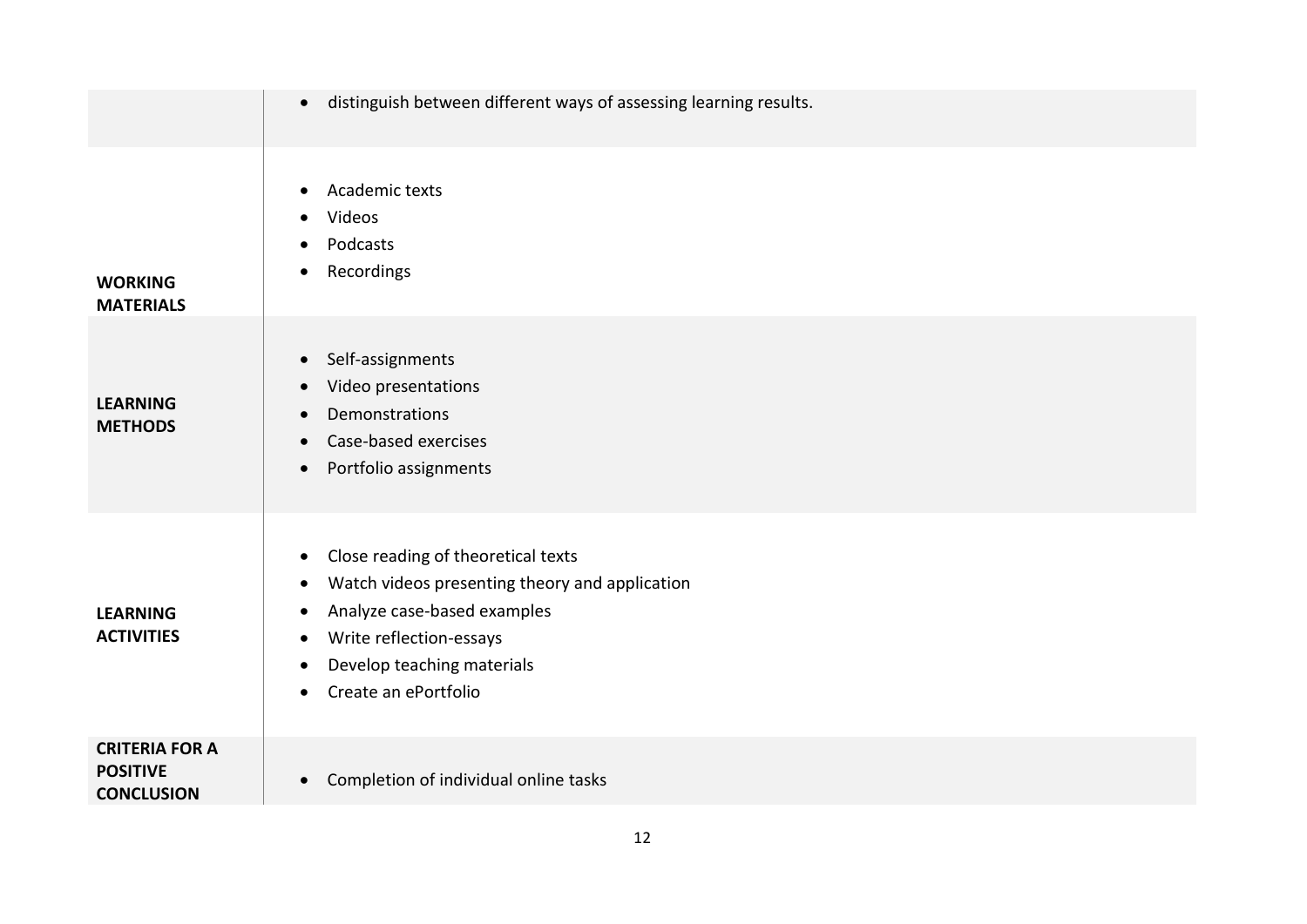| | |
|---|---|
| | • distinguish between different ways of assessing learning results. |
| **WORKING MATERIALS** | • Academic texts<br>• Videos<br>• Podcasts<br>• Recordings |
| **LEARNING METHODS** | • Self-assignments<br>• Video presentations<br>• Demonstrations<br>• Case-based exercises<br>• Portfolio assignments |
| **LEARNING ACTIVITIES** | • Close reading of theoretical texts<br>• Watch videos presenting theory and application<br>• Analyze case-based examples<br>• Write reflection-essays<br>• Develop teaching materials<br>• Create an ePortfolio |
| **CRITERIA FOR A POSITIVE CONCLUSION** | • Completion of individual online tasks |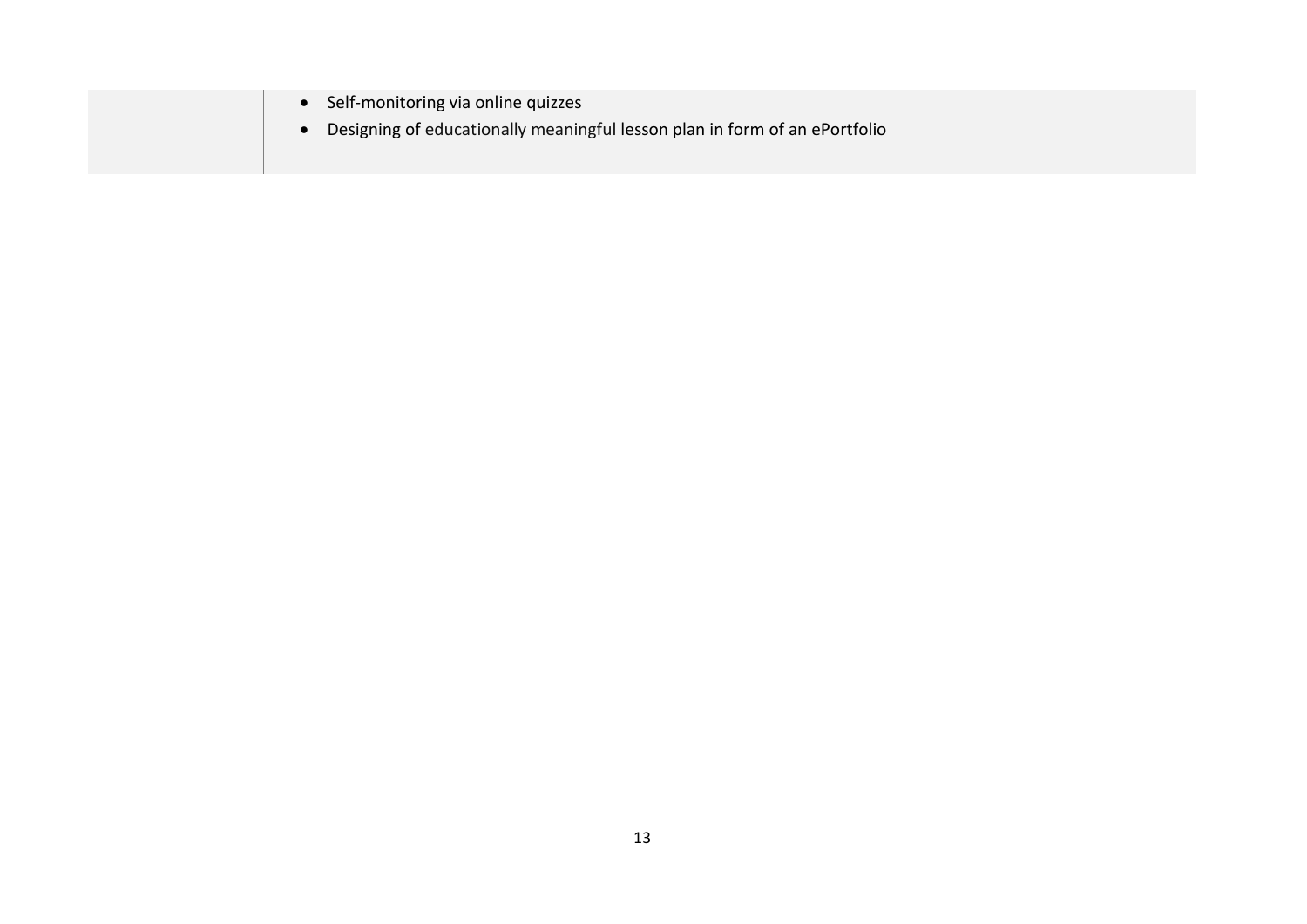| | |
|---|---|
| | • Self-monitoring via online quizzes<br>• Designing of educationally meaningful lesson plan in form of an ePortfolio |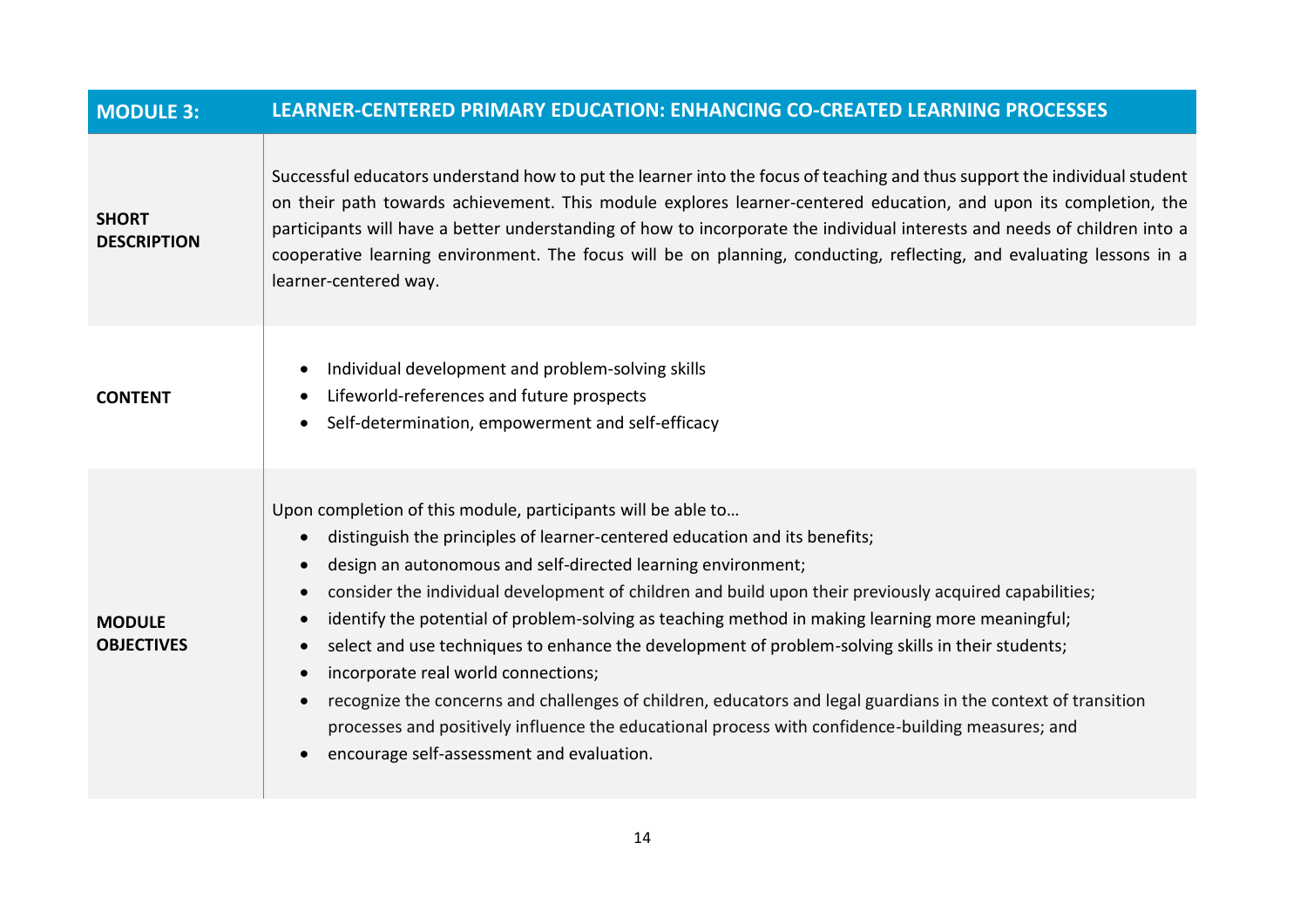| MODULE 3: | LEARNER-CENTERED PRIMARY EDUCATION: ENHANCING CO-CREATED LEARNING PROCESSES |
|---|---|
| **SHORT DESCRIPTION** | Successful educators understand how to put the learner into the focus of teaching and thus support the individual student on their path towards achievement. This module explores learner-centered education, and upon its completion, the participants will have a better understanding of how to incorporate the individual interests and needs of children into a cooperative learning environment. The focus will be on planning, conducting, reflecting, and evaluating lessons in a learner-centered way. |
| **CONTENT** | • Individual development and problem-solving skills<br>• Lifeworld-references and future prospects<br>• Self-determination, empowerment and self-efficacy |
| **MODULE OBJECTIVES** | Upon completion of this module, participants will be able to…<br>• distinguish the principles of learner-centered education and its benefits;<br>• design an autonomous and self-directed learning environment;<br>• consider the individual development of children and build upon their previously acquired capabilities;<br>• identify the potential of problem-solving as teaching method in making learning more meaningful;<br>• select and use techniques to enhance the development of problem-solving skills in their students;<br>• incorporate real world connections;<br>• recognize the concerns and challenges of children, educators and legal guardians in the context of transition processes and positively influence the educational process with confidence-building measures; and<br>• encourage self-assessment and evaluation. |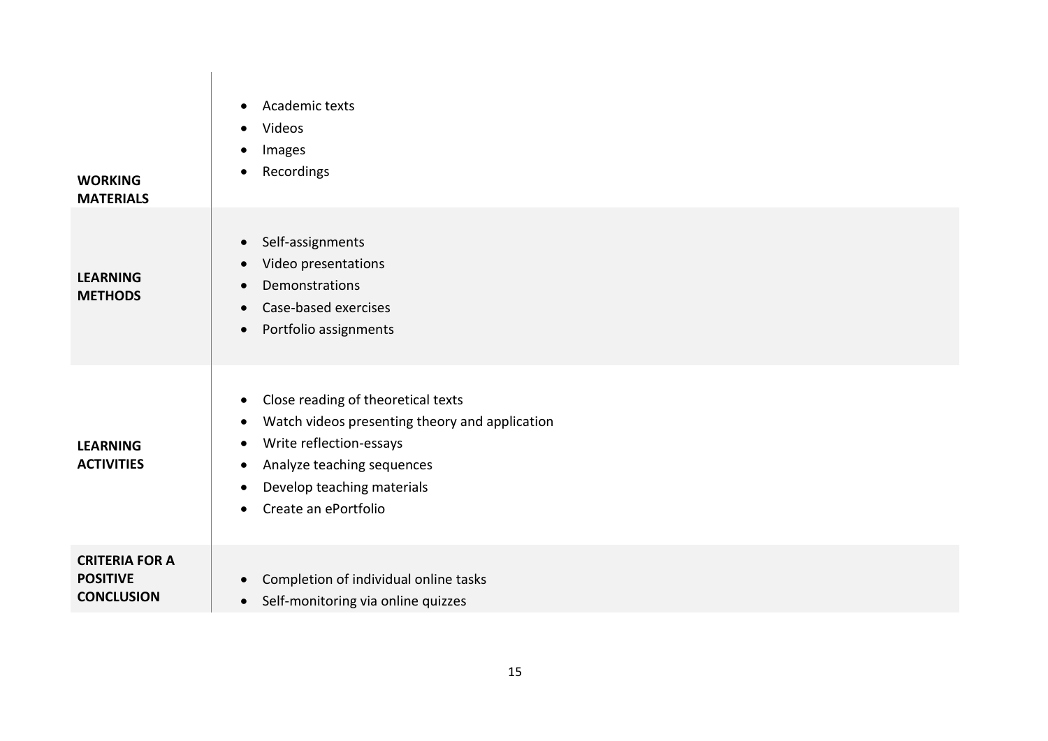| | |
|---|---|
| **WORKING MATERIALS** | • Academic texts<br>• Videos<br>• Images<br>• Recordings |
| **LEARNING METHODS** | • Self-assignments<br>• Video presentations<br>• Demonstrations<br>• Case-based exercises<br>• Portfolio assignments |
| **LEARNING ACTIVITIES** | • Close reading of theoretical texts<br>• Watch videos presenting theory and application<br>• Write reflection-essays<br>• Analyze teaching sequences<br>• Develop teaching materials<br>• Create an ePortfolio |
| **CRITERIA FOR A POSITIVE CONCLUSION** | • Completion of individual online tasks<br>• Self-monitoring via online quizzes |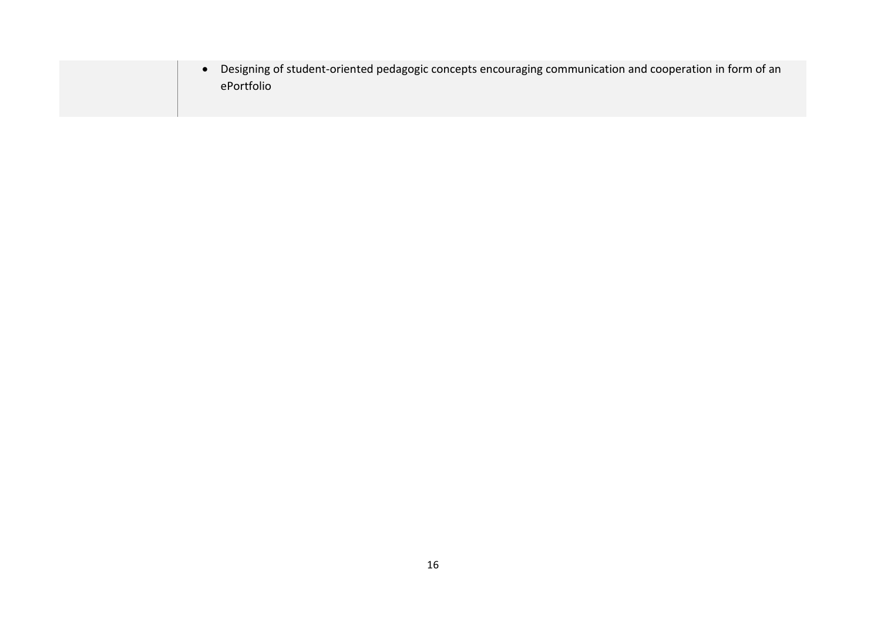|  |  |
| --- | --- |
|  | - Designing of student-oriented pedagogic concepts encouraging communication and cooperation in form of an ePortfolio |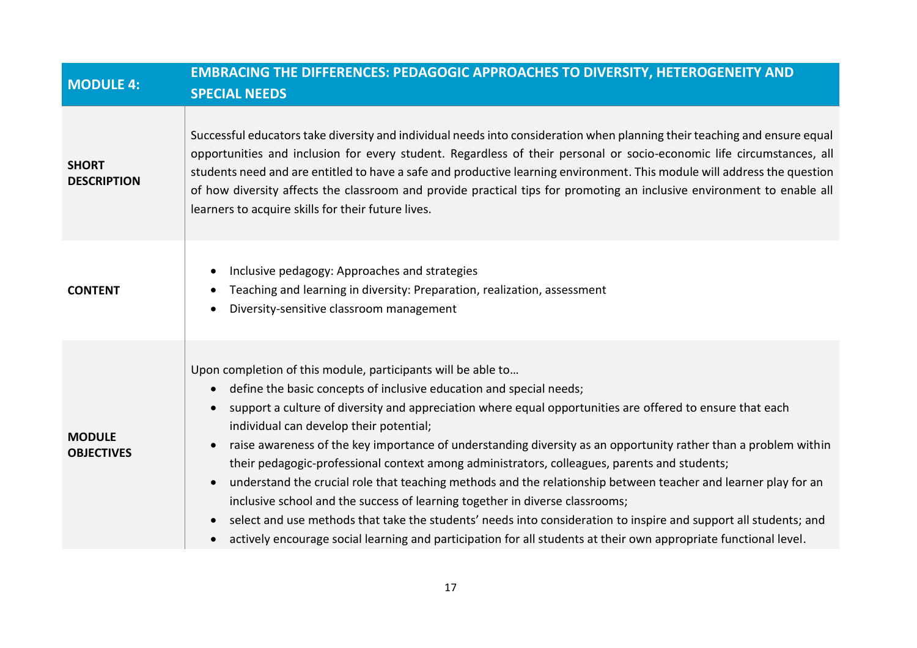| MODULE 4: | EMBRACING THE DIFFERENCES: PEDAGOGIC APPROACHES TO DIVERSITY, HETEROGENEITY AND SPECIAL NEEDS |
|---|---|
| **SHORT DESCRIPTION** | Successful educators take diversity and individual needs into consideration when planning their teaching and ensure equal opportunities and inclusion for every student. Regardless of their personal or socio-economic life circumstances, all students need and are entitled to have a safe and productive learning environment. This module will address the question of how diversity affects the classroom and provide practical tips for promoting an inclusive environment to enable all learners to acquire skills for their future lives. |
| **CONTENT** | • Inclusive pedagogy: Approaches and strategies<br>• Teaching and learning in diversity: Preparation, realization, assessment<br>• Diversity-sensitive classroom management |
| **MODULE OBJECTIVES** | Upon completion of this module, participants will be able to…<br>• define the basic concepts of inclusive education and special needs;<br>• support a culture of diversity and appreciation where equal opportunities are offered to ensure that each individual can develop their potential;<br>• raise awareness of the key importance of understanding diversity as an opportunity rather than a problem within their pedagogic-professional context among administrators, colleagues, parents and students;<br>• understand the crucial role that teaching methods and the relationship between teacher and learner play for an inclusive school and the success of learning together in diverse classrooms;<br>• select and use methods that take the students' needs into consideration to inspire and support all students; and<br>• actively encourage social learning and participation for all students at their own appropriate functional level. |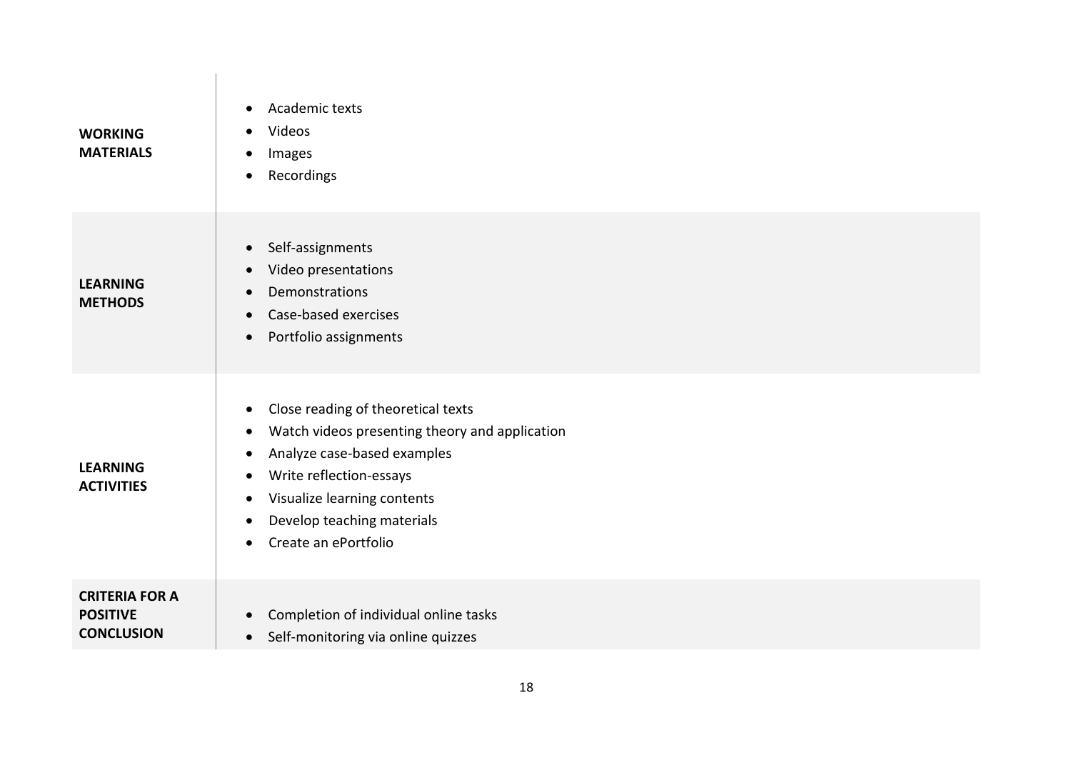| | |
|---|---|
| **WORKING MATERIALS** | • Academic texts<br>• Videos<br>• Images<br>• Recordings |
| **LEARNING METHODS** | • Self-assignments<br>• Video presentations<br>• Demonstrations<br>• Case-based exercises<br>• Portfolio assignments |
| **LEARNING ACTIVITIES** | • Close reading of theoretical texts<br>• Watch videos presenting theory and application<br>• Analyze case-based examples<br>• Write reflection-essays<br>• Visualize learning contents<br>• Develop teaching materials<br>• Create an ePortfolio |
| **CRITERIA FOR A POSITIVE CONCLUSION** | • Completion of individual online tasks<br>• Self-monitoring via online quizzes |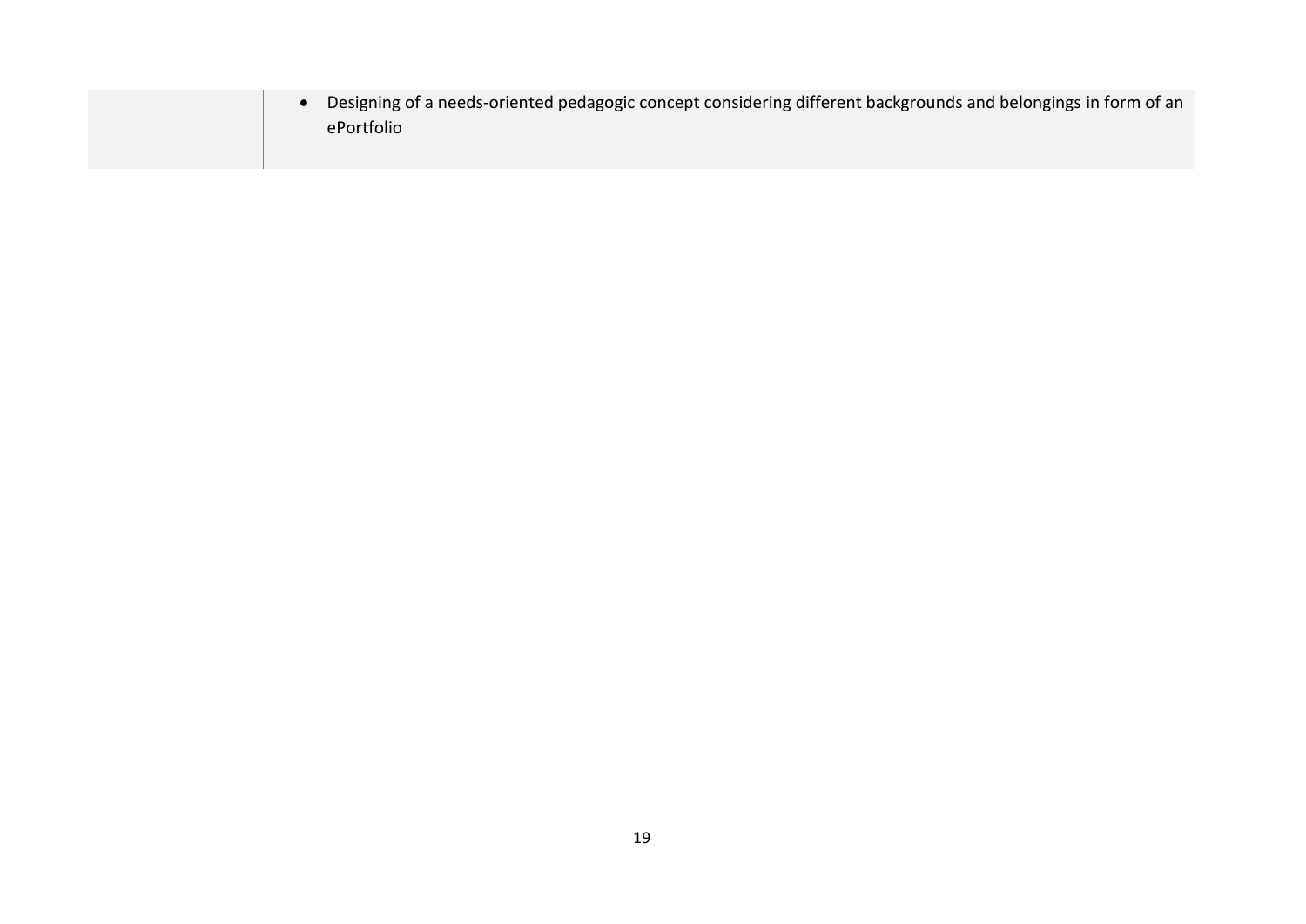| | |
|---|---|
| | • Designing of a needs-oriented pedagogic concept considering different backgrounds and belongings in form of an ePortfolio |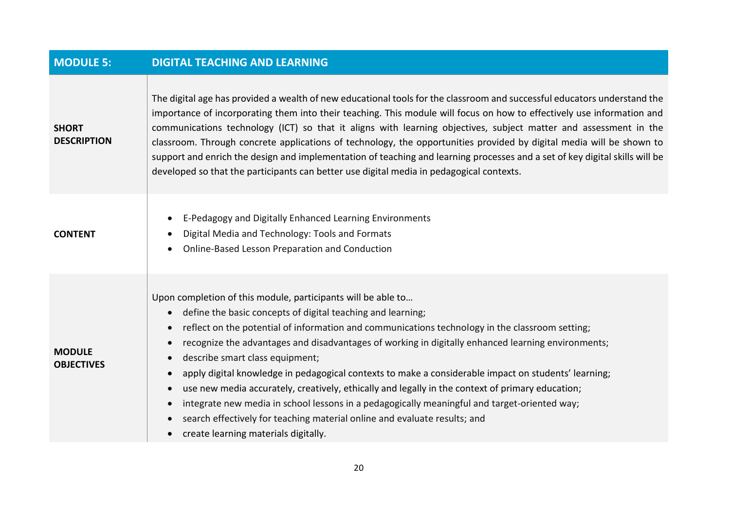| MODULE 5: | DIGITAL TEACHING AND LEARNING |
|---|---|
| **SHORT DESCRIPTION** | The digital age has provided a wealth of new educational tools for the classroom and successful educators understand the importance of incorporating them into their teaching. This module will focus on how to effectively use information and communications technology (ICT) so that it aligns with learning objectives, subject matter and assessment in the classroom. Through concrete applications of technology, the opportunities provided by digital media will be shown to support and enrich the design and implementation of teaching and learning processes and a set of key digital skills will be developed so that the participants can better use digital media in pedagogical contexts. |
| **CONTENT** | • E-Pedagogy and Digitally Enhanced Learning Environments<br>• Digital Media and Technology: Tools and Formats<br>• Online-Based Lesson Preparation and Conduction |
| **MODULE OBJECTIVES** | Upon completion of this module, participants will be able to…<br>• define the basic concepts of digital teaching and learning;<br>• reflect on the potential of information and communications technology in the classroom setting;<br>• recognize the advantages and disadvantages of working in digitally enhanced learning environments;<br>• describe smart class equipment;<br>• apply digital knowledge in pedagogical contexts to make a considerable impact on students' learning;<br>• use new media accurately, creatively, ethically and legally in the context of primary education;<br>• integrate new media in school lessons in a pedagogically meaningful and target-oriented way;<br>• search effectively for teaching material online and evaluate results; and<br>• create learning materials digitally. |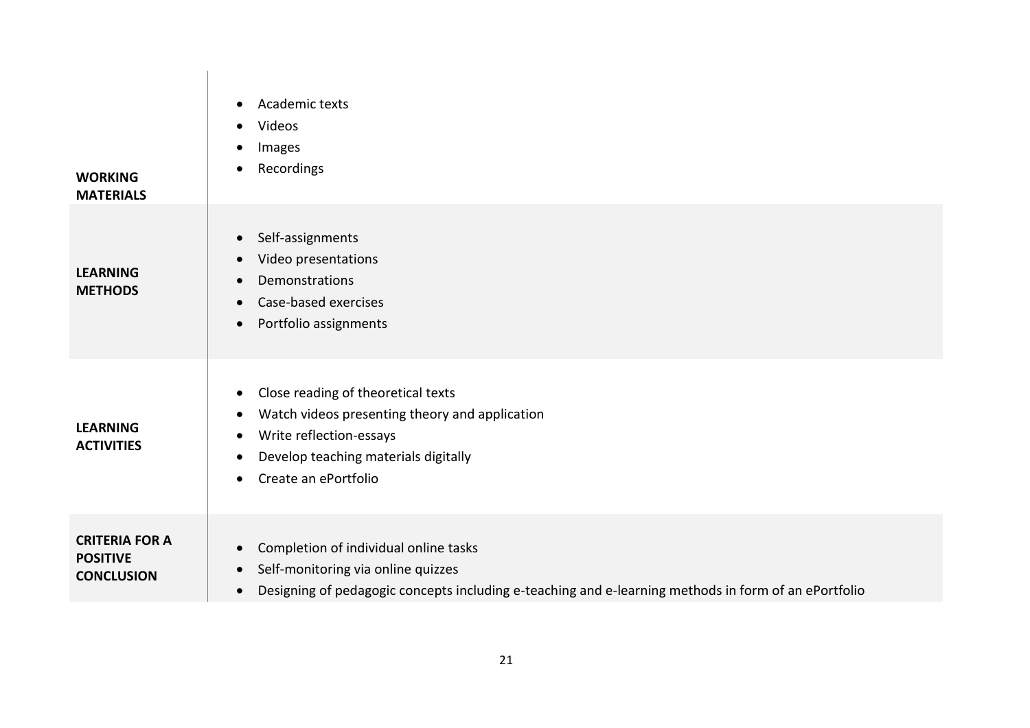| | |
|---|---|
| **WORKING MATERIALS** | • Academic texts<br>• Videos<br>• Images<br>• Recordings |
| **LEARNING METHODS** | • Self-assignments<br>• Video presentations<br>• Demonstrations<br>• Case-based exercises<br>• Portfolio assignments |
| **LEARNING ACTIVITIES** | • Close reading of theoretical texts<br>• Watch videos presenting theory and application<br>• Write reflection-essays<br>• Develop teaching materials digitally<br>• Create an ePortfolio |
| **CRITERIA FOR A POSITIVE CONCLUSION** | • Completion of individual online tasks<br>• Self-monitoring via online quizzes<br>• Designing of pedagogic concepts including e-teaching and e-learning methods in form of an ePortfolio |